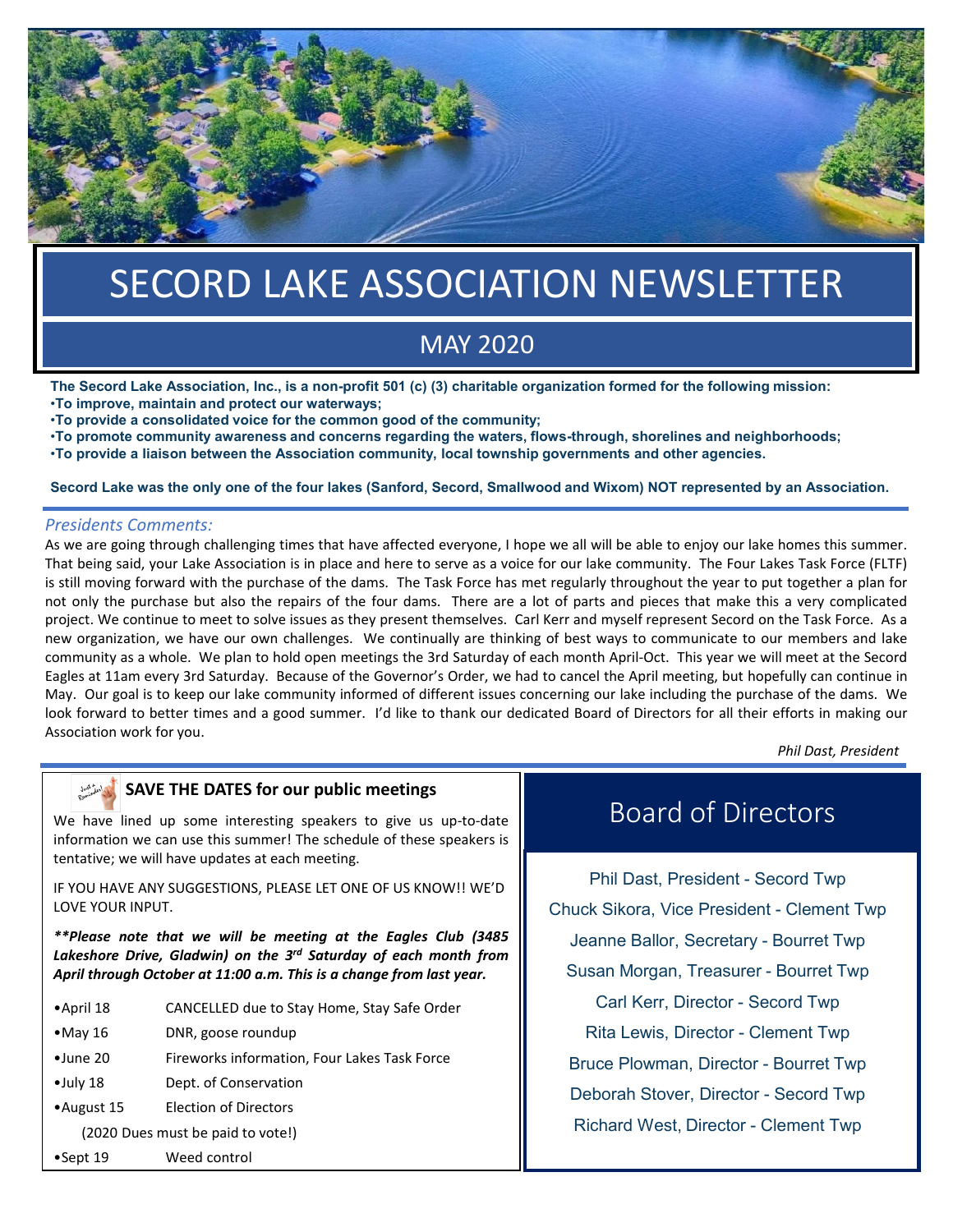# SECORD LAKE ASSOCIATION NEWSLETTER

## MAY 2020

**The Secord Lake Association, Inc., is a non-profit 501 (c) (3) charitable organization formed for the following mission:**

- **To improve, maintain and protect our waterways;**
- **To provide a consolidated voice for the common good of the community;**
- **To promote community awareness and concerns regarding the waters, flows-through, shorelines and neighborhoods;**
- **To provide a liaison between the Association community, local township governments and other agencies.**

**Secord Lake was the only one of the four lakes (Sanford, Secord, Smallwood and Wixom) NOT represented by an Association.**

### *Presidents Comments:*

As we are going through challenging times that have affected everyone, I hope we all will be able to enjoy our lake homes this summer. That being said, your Lake Association is in place and here to serve as a voice for our lake community. The Four Lakes Task Force (FLTF) is still moving forward with the purchase of the dams. The Task Force has met regularly throughout the year to put together a plan for not only the purchase but also the repairs of the four dams. There are a lot of parts and pieces that make this a very complicated project. We continue to meet to solve issues as they present themselves. Carl Kerr and myself represent Secord on the Task Force. As a new organization, we have our own challenges. We continually are thinking of best ways to communicate to our members and lake community as a whole. We plan to hold open meetings the 3rd Saturday of each month April-Oct. This year we will meet at the Secord Eagles at 11am every 3rd Saturday. Because of the Governor's Order, we had to cancel the April meeting, but hopefully can continue in May. Our goal is to keep our lake community informed of different issues concerning our lake including the purchase of the dams. We look forward to better times and a good summer. I'd like to thank our dedicated Board of Directors for all their efforts in making our Association work for you.

*Phil Dast, President*

### SAVE THE DATES for our public meetings

We have lined up some interesting speakers to give us up-to-date information we can use this summer! The schedule of these speakers is tentative; we will have updates at each meeting.

IF YOU HAVE ANY SUGGESTIONS, PLEASE LET ONE OF US KNOW!! WE'D LOVE YOUR INPUT.

***\*\*Please note that we will be meeting at the Eagles Club (3485 Lakeshore Drive, Gladwin) on the 3rd Saturday of each month from April through October at 11:00 a.m. This is a change from last year.***

- April 18 — CANCELLED due to Stay Home, Stay Safe Order
- May 16 — DNR, goose roundup
- June 20 — Fireworks information, Four Lakes Task Force
- July 18 — Dept. of Conservation
- August 15 — Election of Directors
  (2020 Dues must be paid to vote!)
- Sept 19 — Weed control

## Board of Directors

Phil Dast, President - Secord Twp

Chuck Sikora, Vice President - Clement Twp

Jeanne Ballor, Secretary - Bourret Twp

Susan Morgan, Treasurer - Bourret Twp

Carl Kerr, Director - Secord Twp

Rita Lewis, Director - Clement Twp

Bruce Plowman, Director - Bourret Twp

Deborah Stover, Director - Secord Twp

Richard West, Director - Clement Twp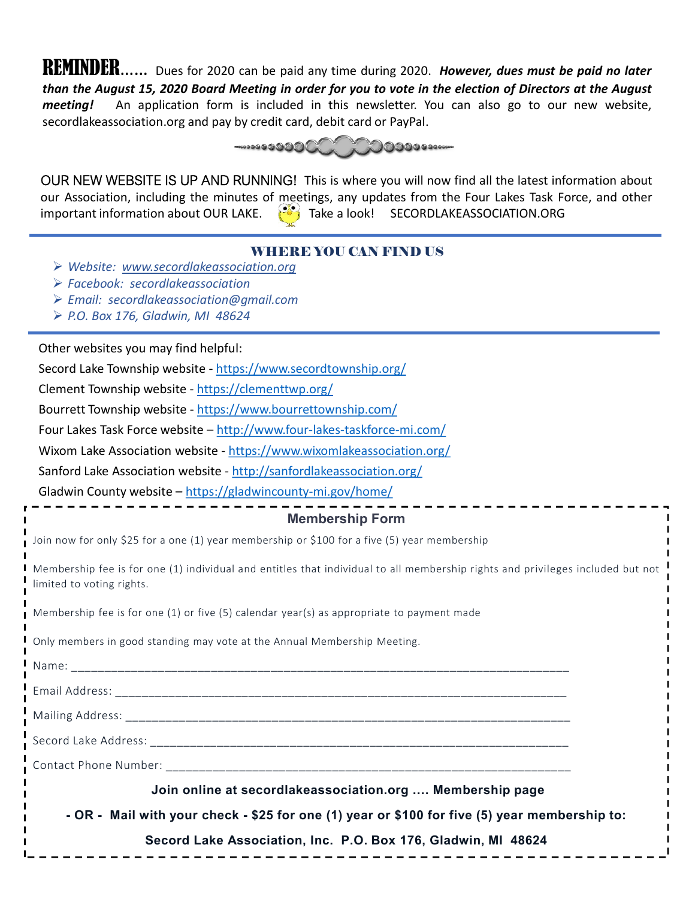**REMINDER……** Dues for 2020 can be paid any time during 2020. ***However, dues must be paid no later than the August 15, 2020 Board Meeting in order for you to vote in the election of Directors at the August meeting!*** An application form is included in this newsletter. You can also go to our new website, secordlakeassociation.org and pay by credit card, debit card or PayPal.

OUR NEW WEBSITE IS UP AND RUNNING! This is where you will now find all the latest information about our Association, including the minutes of meetings, any updates from the Four Lakes Task Force, and other important information about OUR LAKE. Take a look! SECORDLAKEASSOCIATION.ORG

---

## WHERE YOU CAN FIND US

- *Website: www.secordlakeassociation.org*
- *Facebook: secordlakeassociation*
- *Email: secordlakeassociation@gmail.com*
- *P.O. Box 176, Gladwin, MI 48624*

---

Other websites you may find helpful:

Secord Lake Township website - https://www.secordtownship.org/

Clement Township website - https://clementtwp.org/

Bourrett Township website - https://www.bourrettownship.com/

Four Lakes Task Force website – http://www.four-lakes-taskforce-mi.com/

Wixom Lake Association website - https://www.wixomlakeassociation.org/

Sanford Lake Association website - http://sanfordlakeassociation.org/

Gladwin County website – https://gladwincounty-mi.gov/home/

## Membership Form

Join now for only $25 for a one (1) year membership or $100 for a five (5) year membership

Membership fee is for one (1) individual and entitles that individual to all membership rights and privileges included but not limited to voting rights.

Membership fee is for one (1) or five (5) calendar year(s) as appropriate to payment made

Only members in good standing may vote at the Annual Membership Meeting.

Name: ___________________________________________________________________________

Email Address: ____________________________________________________________________

Mailing Address: ___________________________________________________________________

Secord Lake Address: _______________________________________________________________

Contact Phone Number: _____________________________________________________________

**Join online at secordlakeassociation.org …. Membership page**

**- OR - Mail with your check - $25 for one (1) year or $100 for five (5) year membership to:**

**Secord Lake Association, Inc. P.O. Box 176, Gladwin, MI 48624**